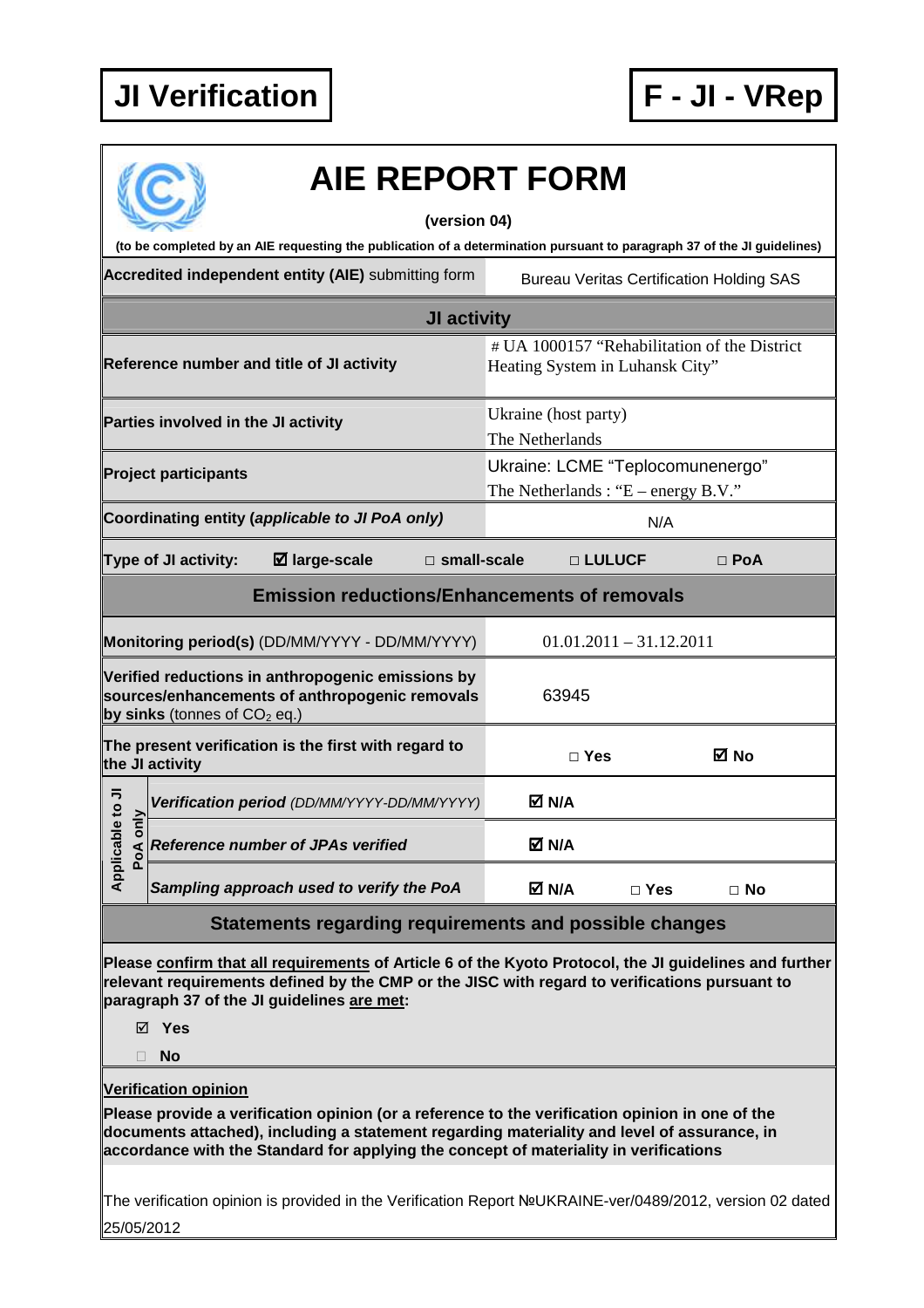**JI Verification** **F - JI - VRep**

# AIE REPORT FORM

**(version 04)**

**(to be completed by an AIE requesting the publication of a determination pursuant to paragraph 37 of the JI guidelines)**

| | |
|---|---|
| **Accredited independent entity (AIE)** submitting form | Bureau Veritas Certification Holding SAS |
| **JI activity** | |
| **Reference number and title of JI activity** | # UA 1000157 "Rehabilitation of the District Heating System in Luhansk City" |
| **Parties involved in the JI activity** | Ukraine (host party)<br>The Netherlands |
| **Project participants** | Ukraine: LCME "Teplocomunenergo"<br>The Netherlands : "E – energy B.V." |
| **Coordinating entity (*applicable to JI PoA only*)** | N/A |
| **Type of JI activity:** ☑ **large-scale** □ **small-scale** | □ **LULUCF** □ **PoA** |
| **Emission reductions/Enhancements of removals** | |
| **Monitoring period(s)** (DD/MM/YYYY - DD/MM/YYYY) | 01.01.2011 – 31.12.2011 |
| **Verified reductions in anthropogenic emissions by sources/enhancements of anthropogenic removals by sinks** (tonnes of $CO_2$ eq.) | 63945 |
| **The present verification is the first with regard to the JI activity** | □ **Yes** ☑ **No** |
| **Applicable to JI PoA only:** ***Verification period*** *(DD/MM/YYYY-DD/MM/YYYY)* | ☑ **N/A** |
| **Applicable to JI PoA only:** ***Reference number of JPAs verified*** | ☑ **N/A** |
| **Applicable to JI PoA only:** ***Sampling approach used to verify the PoA*** | ☑ **N/A** □ **Yes** □ **No** |

## Statements regarding requirements and possible changes

**Please confirm that all requirements of Article 6 of the Kyoto Protocol, the JI guidelines and further relevant requirements defined by the CMP or the JISC with regard to verifications pursuant to paragraph 37 of the JI guidelines are met:**

☑ **Yes**

□ **No**

**Verification opinion**

**Please provide a verification opinion (or a reference to the verification opinion in one of the documents attached), including a statement regarding materiality and level of assurance, in accordance with the Standard for applying the concept of materiality in verifications**

The verification opinion is provided in the Verification Report №UKRAINE-ver/0489/2012, version 02 dated 25/05/2012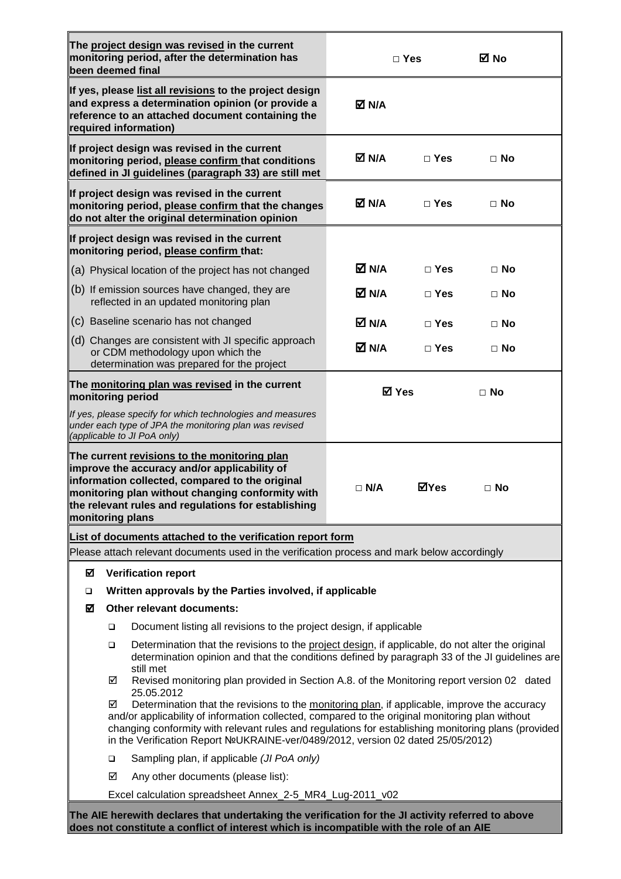| | | | |
|---|---|---|---|
| **The project design was revised in the current monitoring period, after the determination has been deemed final** | □ Yes | | ☑ No |
| **If yes, please list all revisions to the project design and express a determination opinion (or provide a reference to an attached document containing the required information)** | ☑ N/A | | |
| **If project design was revised in the current monitoring period, please confirm that conditions defined in JI guidelines (paragraph 33) are still met** | ☑ N/A | □ Yes | □ No |
| **If project design was revised in the current monitoring period, please confirm that the changes do not alter the original determination opinion** | ☑ N/A | □ Yes | □ No |
| **If project design was revised in the current monitoring period, please confirm that:** | | | |
| (a) Physical location of the project has not changed | ☑ N/A | □ Yes | □ No |
| (b) If emission sources have changed, they are reflected in an updated monitoring plan | ☑ N/A | □ Yes | □ No |
| (c) Baseline scenario has not changed | ☑ N/A | □ Yes | □ No |
| (d) Changes are consistent with JI specific approach or CDM methodology upon which the determination was prepared for the project | ☑ N/A | □ Yes | □ No |
| **The monitoring plan was revised in the current monitoring period**<br>*If yes, please specify for which technologies and measures under each type of JPA the monitoring plan was revised (applicable to JI PoA only)* | ☑ Yes | | □ No |
| **The current revisions to the monitoring plan improve the accuracy and/or applicability of information collected, compared to the original monitoring plan without changing conformity with the relevant rules and regulations for establishing monitoring plans** | □ N/A | ☑Yes | □ No |

**List of documents attached to the verification report form**

Please attach relevant documents used in the verification process and mark below accordingly

- ☑ **Verification report**
- ❑ **Written approvals by the Parties involved, if applicable**
- ☑ **Other relevant documents:**
  - ❑ Document listing all revisions to the project design, if applicable
  - ❑ Determination that the revisions to the project design, if applicable, do not alter the original determination opinion and that the conditions defined by paragraph 33 of the JI guidelines are still met
  - ☑ Revised monitoring plan provided in Section A.8. of the Monitoring report version 02 dated 25.05.2012
  - ☑ Determination that the revisions to the monitoring plan, if applicable, improve the accuracy and/or applicability of information collected, compared to the original monitoring plan without changing conformity with relevant rules and regulations for establishing monitoring plans (provided in the Verification Report №UKRAINE-ver/0489/2012, version 02 dated 25/05/2012)
  - ❑ Sampling plan, if applicable *(JI PoA only)*
  - ☑ Any other documents (please list):

    Excel calculation spreadsheet Annex_2-5_MR4_Lug-2011_v02

**The AIE herewith declares that undertaking the verification for the JI activity referred to above does not constitute a conflict of interest which is incompatible with the role of an AIE**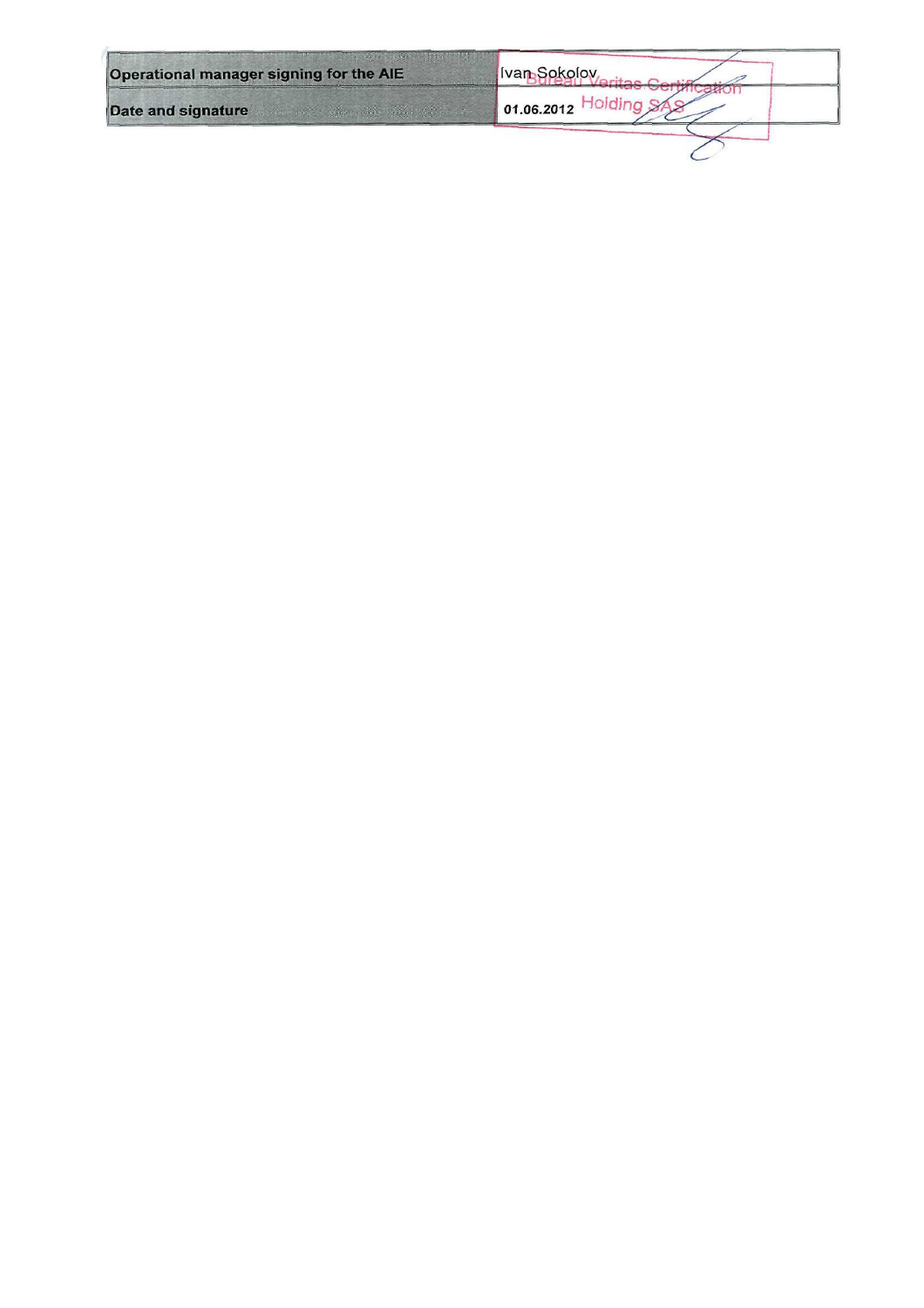| | |
|---|---|
| **Operational manager signing for the AIE** | Ivan Sokolov Bureau Veritas Certification |
| **Date and signature** | 01.06.2012 Holding SAS |